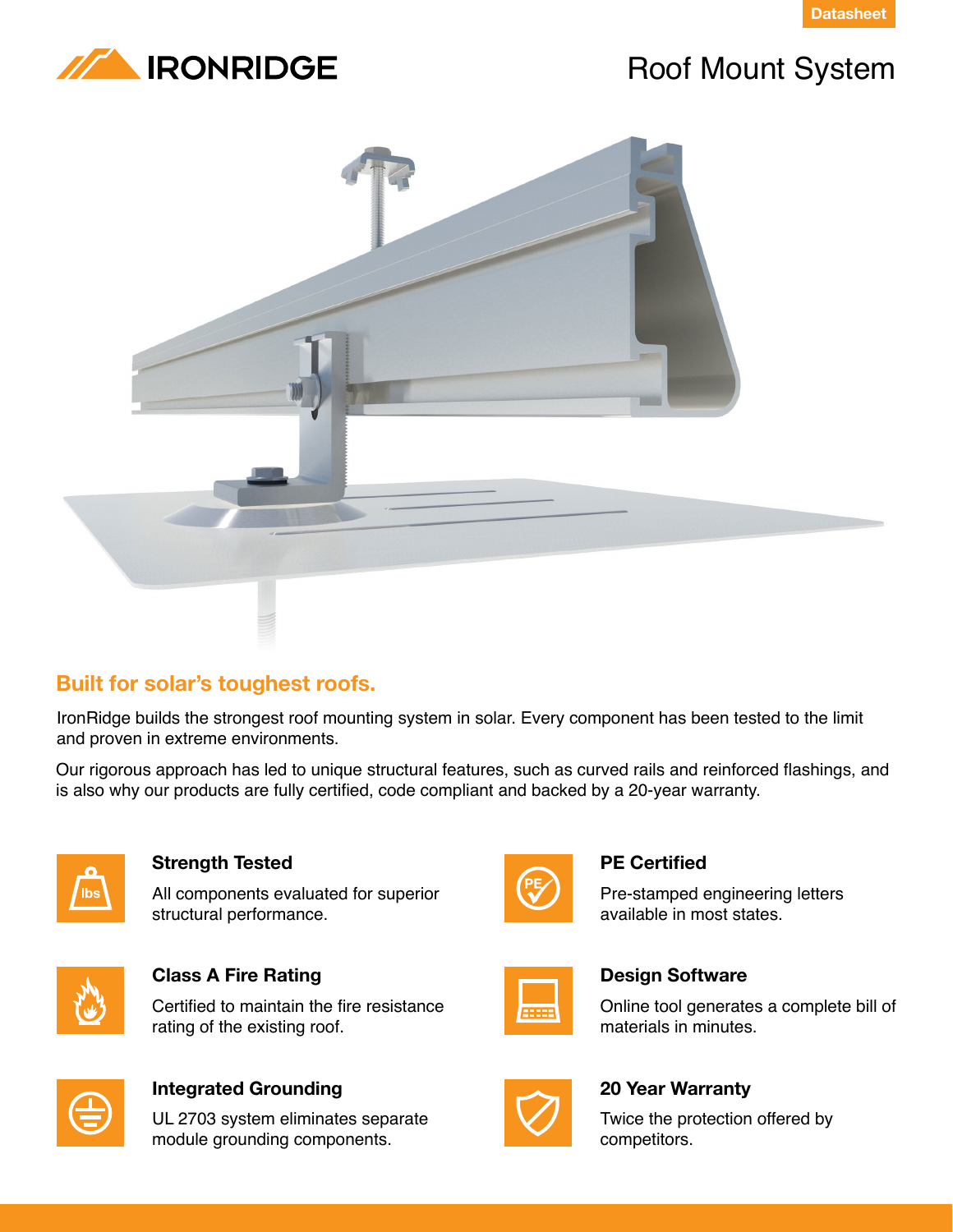Datasheet

IRONRIDGE

# Roof Mount System

## Built for solar's toughest roofs.

IronRidge builds the strongest roof mounting system in solar. Every component has been tested to the limit and proven in extreme environments.

Our rigorous approach has led to unique structural features, such as curved rails and reinforced flashings, and is also why our products are fully certified, code compliant and backed by a 20-year warranty.

### Strength Tested

All components evaluated for superior structural performance.

### PE Certified

Pre-stamped engineering letters available in most states.

### Class A Fire Rating

Certified to maintain the fire resistance rating of the existing roof.

### Design Software

Online tool generates a complete bill of materials in minutes.

### Integrated Grounding

UL 2703 system eliminates separate module grounding components.

### 20 Year Warranty

Twice the protection offered by competitors.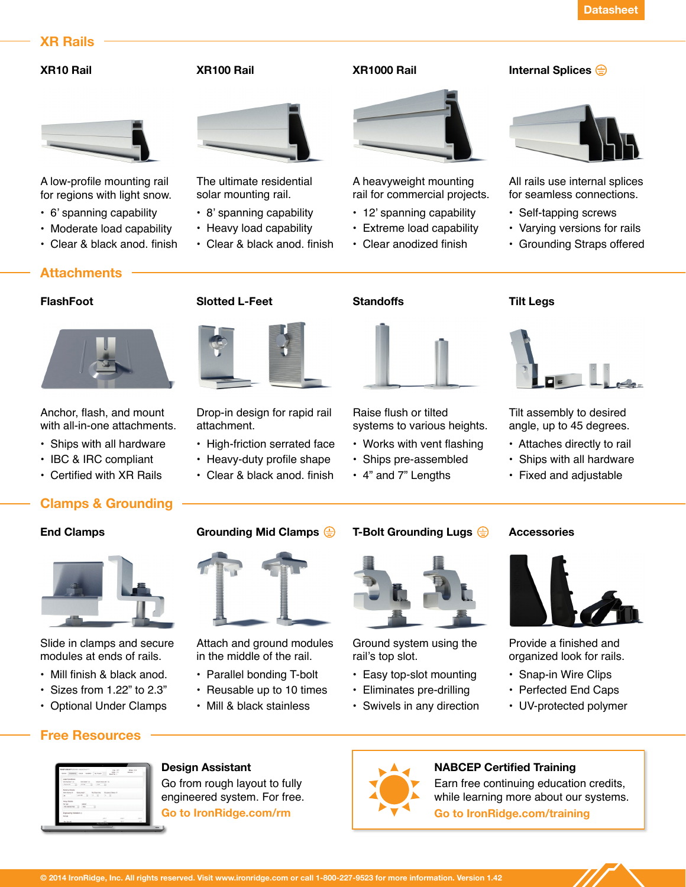Datasheet

## XR Rails

### XR10 Rail

A low-profile mounting rail for regions with light snow.

- 6' spanning capability
- Moderate load capability
- Clear & black anod. finish

### XR100 Rail

The ultimate residential solar mounting rail.

- 8' spanning capability
- Heavy load capability
- Clear & black anod. finish

### XR1000 Rail

A heavyweight mounting rail for commercial projects.

- 12' spanning capability
- Extreme load capability
- Clear anodized finish

### Internal Splices

All rails use internal splices for seamless connections.

- Self-tapping screws
- Varying versions for rails
- Grounding Straps offered

## Attachments

### FlashFoot

Anchor, flash, and mount with all-in-one attachments.

- Ships with all hardware
- IBC & IRC compliant
- Certified with XR Rails

### Slotted L-Feet

Drop-in design for rapid rail attachment.

- High-friction serrated face
- Heavy-duty profile shape
- Clear & black anod. finish

### Standoffs

Raise flush or tilted systems to various heights.

- Works with vent flashing
- Ships pre-assembled
- 4" and 7" Lengths

### Tilt Legs

Tilt assembly to desired angle, up to 45 degrees.

- Attaches directly to rail
- Ships with all hardware
- Fixed and adjustable

## Clamps & Grounding

### End Clamps

Slide in clamps and secure modules at ends of rails.

- Mill finish & black anod.
- Sizes from 1.22" to 2.3"
- Optional Under Clamps

### Grounding Mid Clamps

Attach and ground modules in the middle of the rail.

- Parallel bonding T-bolt
- Reusable up to 10 times
- Mill & black stainless

### T-Bolt Grounding Lugs

Ground system using the rail's top slot.

- Easy top-slot mounting
- Eliminates pre-drilling
- Swivels in any direction

### Accessories

Provide a finished and organized look for rails.

- Snap-in Wire Clips
- Perfected End Caps
- UV-protected polymer

## Free Resources

### Design Assistant

Go from rough layout to fully engineered system. For free.

Go to IronRidge.com/rm

### NABCEP Certified Training

Earn free continuing education credits, while learning more about our systems.

Go to IronRidge.com/training

© 2014 IronRidge, Inc. All rights reserved. Visit www.ironridge.com or call 1-800-227-9523 for more information. Version 1.42